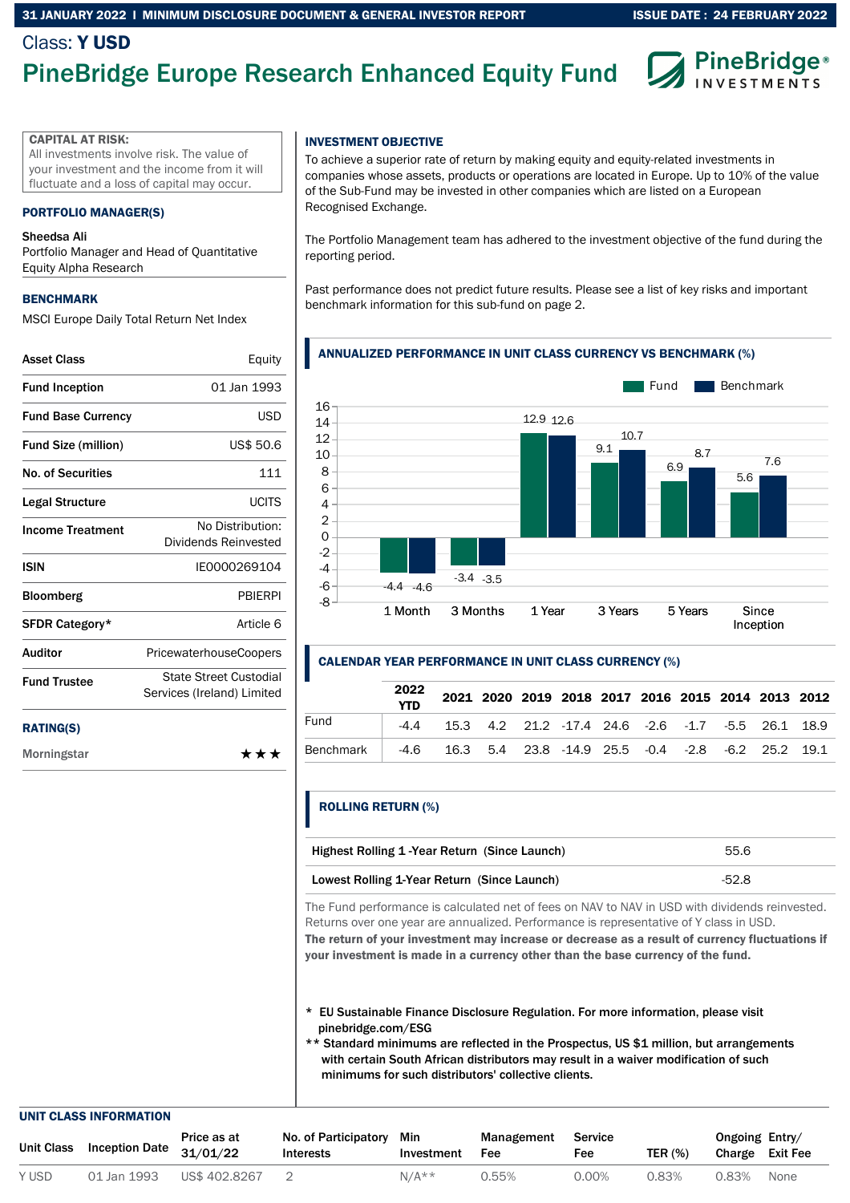31 JANUARY 2022 | MINIMUM DISCLOSURE DOCUMENT & GENERAL INVESTOR REPORT — ISSUE DATE : 24 FEBRUARY 2022

Class: **Y USD**

# PineBridge Europe Research Enhanced Equity Fund

**CAPITAL AT RISK:**
All investments involve risk. The value of your investment and the income from it will fluctuate and a loss of capital may occur.

## PORTFOLIO MANAGER(S)

**Sheedsa Ali**
Portfolio Manager and Head of Quantitative Equity Alpha Research

## BENCHMARK

MSCI Europe Daily Total Return Net Index

| | |
|---|---|
| **Asset Class** | Equity |
| **Fund Inception** | 01 Jan 1993 |
| **Fund Base Currency** | USD |
| **Fund Size (million)** | US$ 50.6 |
| **No. of Securities** | 111 |
| **Legal Structure** | UCITS |
| **Income Treatment** | No Distribution: Dividends Reinvested |
| **ISIN** | IE0000269104 |
| **Bloomberg** | PBIERPI |
| **SFDR Category*** | Article 6 |
| **Auditor** | PricewaterhouseCoopers |
| **Fund Trustee** | State Street Custodial Services (Ireland) Limited |

## RATING(S)

Morningstar ★★★

## INVESTMENT OBJECTIVE

To achieve a superior rate of return by making equity and equity-related investments in companies whose assets, products or operations are located in Europe. Up to 10% of the value of the Sub-Fund may be invested in other companies which are listed on a European Recognised Exchange.

The Portfolio Management team has adhered to the investment objective of the fund during the reporting period.

Past performance does not predict future results. Please see a list of key risks and important benchmark information for this sub-fund on page 2.

## ANNUALIZED PERFORMANCE IN UNIT CLASS CURRENCY VS BENCHMARK (%)

| | 1 Month | 3 Months | 1 Year | 3 Years | 5 Years | Since Inception |
|---|---|---|---|---|---|---|
| Fund | -4.4 | -3.4 | 12.9 | 9.1 | 6.9 | 5.6 |
| Benchmark | -4.6 | -3.5 | 12.6 | 10.7 | 8.7 | 7.6 |

## CALENDAR YEAR PERFORMANCE IN UNIT CLASS CURRENCY (%)

| | 2022 YTD | 2021 | 2020 | 2019 | 2018 | 2017 | 2016 | 2015 | 2014 | 2013 | 2012 |
|---|---|---|---|---|---|---|---|---|---|---|---|
| Fund | -4.4 | 15.3 | 4.2 | 21.2 | -17.4 | 24.6 | -2.6 | -1.7 | -5.5 | 26.1 | 18.9 |
| Benchmark | -4.6 | 16.3 | 5.4 | 23.8 | -14.9 | 25.5 | -0.4 | -2.8 | -6.2 | 25.2 | 19.1 |

## ROLLING RETURN (%)

| | |
|---|---|
| **Highest Rolling 1 -Year Return (Since Launch)** | 55.6 |
| **Lowest Rolling 1-Year Return (Since Launch)** | -52.8 |

The Fund performance is calculated net of fees on NAV to NAV in USD with dividends reinvested. Returns over one year are annualized. Performance is representative of Y class in USD.
**The return of your investment may increase or decrease as a result of currency fluctuations if your investment is made in a currency other than the base currency of the fund.**

\* EU Sustainable Finance Disclosure Regulation. For more information, please visit pinebridge.com/ESG
\*\* Standard minimums are reflected in the Prospectus, US $1 million, but arrangements with certain South African distributors may result in a waiver modification of such minimums for such distributors' collective clients.

## UNIT CLASS INFORMATION

| Unit Class | Inception Date | Price as at 31/01/22 | No. of Participatory Interests | Min Investment | Management Fee | Service Fee | TER (%) | Ongoing Charge | Entry/ Exit Fee |
|---|---|---|---|---|---|---|---|---|---|
| Y USD | 01 Jan 1993 | US$ 402.8267 | 2 | N/A** | 0.55% | 0.00% | 0.83% | 0.83% | None |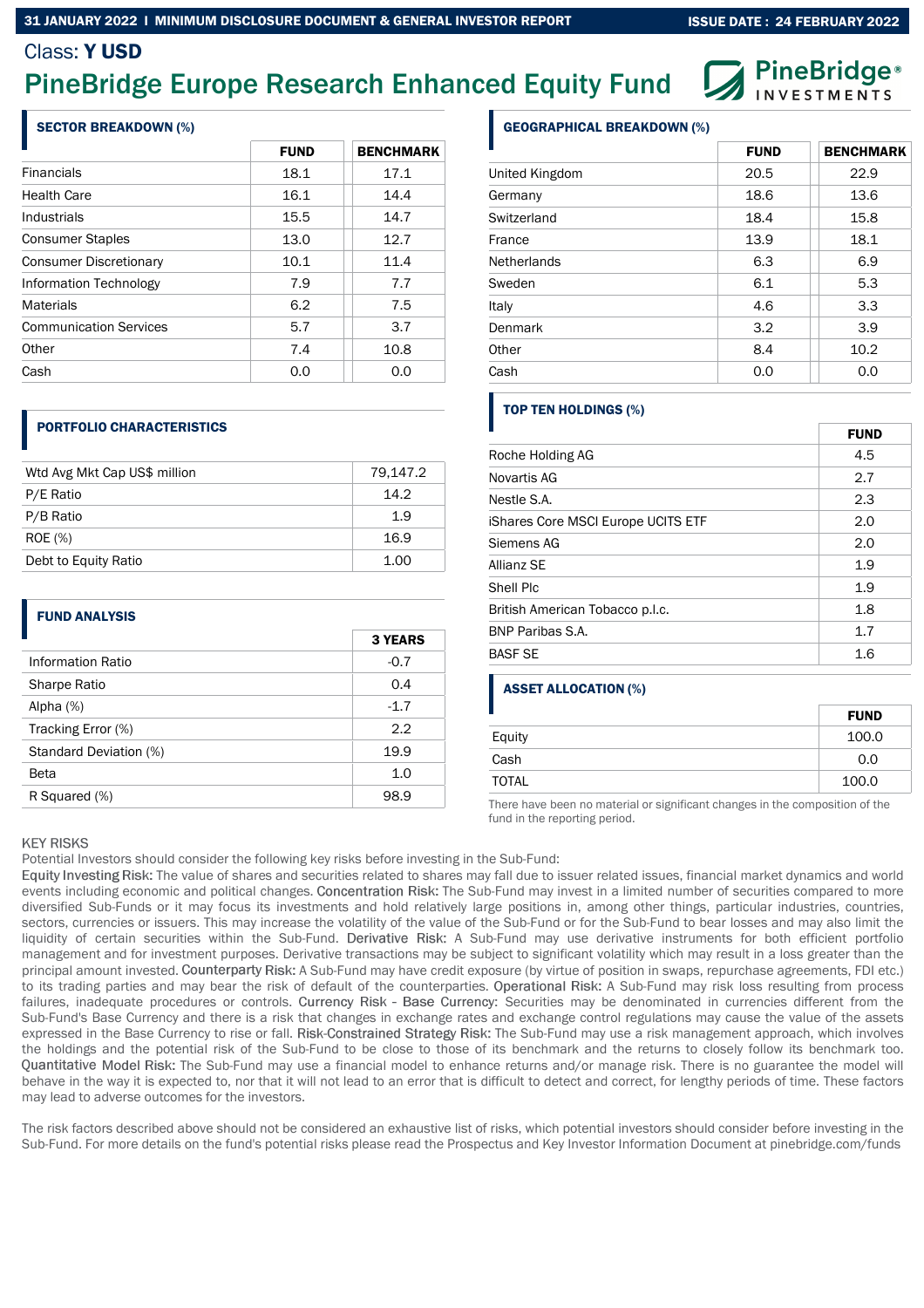Class: **Y USD**

# PineBridge Europe Research Enhanced Equity Fund

### SECTOR BREAKDOWN (%)

| | FUND | BENCHMARK |
|---|---|---|
| Financials | 18.1 | 17.1 |
| Health Care | 16.1 | 14.4 |
| Industrials | 15.5 | 14.7 |
| Consumer Staples | 13.0 | 12.7 |
| Consumer Discretionary | 10.1 | 11.4 |
| Information Technology | 7.9 | 7.7 |
| Materials | 6.2 | 7.5 |
| Communication Services | 5.7 | 3.7 |
| Other | 7.4 | 10.8 |
| Cash | 0.0 | 0.0 |

### GEOGRAPHICAL BREAKDOWN (%)

| | FUND | BENCHMARK |
|---|---|---|
| United Kingdom | 20.5 | 22.9 |
| Germany | 18.6 | 13.6 |
| Switzerland | 18.4 | 15.8 |
| France | 13.9 | 18.1 |
| Netherlands | 6.3 | 6.9 |
| Sweden | 6.1 | 5.3 |
| Italy | 4.6 | 3.3 |
| Denmark | 3.2 | 3.9 |
| Other | 8.4 | 10.2 |
| Cash | 0.0 | 0.0 |

### PORTFOLIO CHARACTERISTICS

| | |
|---|---|
| Wtd Avg Mkt Cap US$ million | 79,147.2 |
| P/E Ratio | 14.2 |
| P/B Ratio | 1.9 |
| ROE (%) | 16.9 |
| Debt to Equity Ratio | 1.00 |

### TOP TEN HOLDINGS (%)

| | FUND |
|---|---|
| Roche Holding AG | 4.5 |
| Novartis AG | 2.7 |
| Nestle S.A. | 2.3 |
| iShares Core MSCI Europe UCITS ETF | 2.0 |
| Siemens AG | 2.0 |
| Allianz SE | 1.9 |
| Shell Plc | 1.9 |
| British American Tobacco p.l.c. | 1.8 |
| BNP Paribas S.A. | 1.7 |
| BASF SE | 1.6 |

### FUND ANALYSIS

| | 3 YEARS |
|---|---|
| Information Ratio | -0.7 |
| Sharpe Ratio | 0.4 |
| Alpha (%) | -1.7 |
| Tracking Error (%) | 2.2 |
| Standard Deviation (%) | 19.9 |
| Beta | 1.0 |
| R Squared (%) | 98.9 |

### ASSET ALLOCATION (%)

| | FUND |
|---|---|
| Equity | 100.0 |
| Cash | 0.0 |
| TOTAL | 100.0 |

There have been no material or significant changes in the composition of the fund in the reporting period.

KEY RISKS

Potential Investors should consider the following key risks before investing in the Sub-Fund:

Equity Investing Risk: The value of shares and securities related to shares may fall due to issuer related issues, financial market dynamics and world events including economic and political changes. Concentration Risk: The Sub-Fund may invest in a limited number of securities compared to more diversified Sub-Funds or it may focus its investments and hold relatively large positions in, among other things, particular industries, countries, sectors, currencies or issuers. This may increase the volatility of the value of the Sub-Fund or for the Sub-Fund to bear losses and may also limit the liquidity of certain securities within the Sub-Fund. Derivative Risk: A Sub-Fund may use derivative instruments for both efficient portfolio management and for investment purposes. Derivative transactions may be subject to significant volatility which may result in a loss greater than the principal amount invested. Counterparty Risk: A Sub-Fund may have credit exposure (by virtue of position in swaps, repurchase agreements, FDI etc.) to its trading parties and may bear the risk of default of the counterparties. Operational Risk: A Sub-Fund may risk loss resulting from process failures, inadequate procedures or controls. Currency Risk - Base Currency: Securities may be denominated in currencies different from the Sub-Fund's Base Currency and there is a risk that changes in exchange rates and exchange control regulations may cause the value of the assets expressed in the Base Currency to rise or fall. Risk-Constrained Strategy Risk: The Sub-Fund may use a risk management approach, which involves the holdings and the potential risk of the Sub-Fund to be close to those of its benchmark and the returns to closely follow its benchmark too. Quantitative Model Risk: The Sub-Fund may use a financial model to enhance returns and/or manage risk. There is no guarantee the model will behave in the way it is expected to, nor that it will not lead to an error that is difficult to detect and correct, for lengthy periods of time. These factors may lead to adverse outcomes for the investors.

The risk factors described above should not be considered an exhaustive list of risks, which potential investors should consider before investing in the Sub-Fund. For more details on the fund's potential risks please read the Prospectus and Key Investor Information Document at pinebridge.com/funds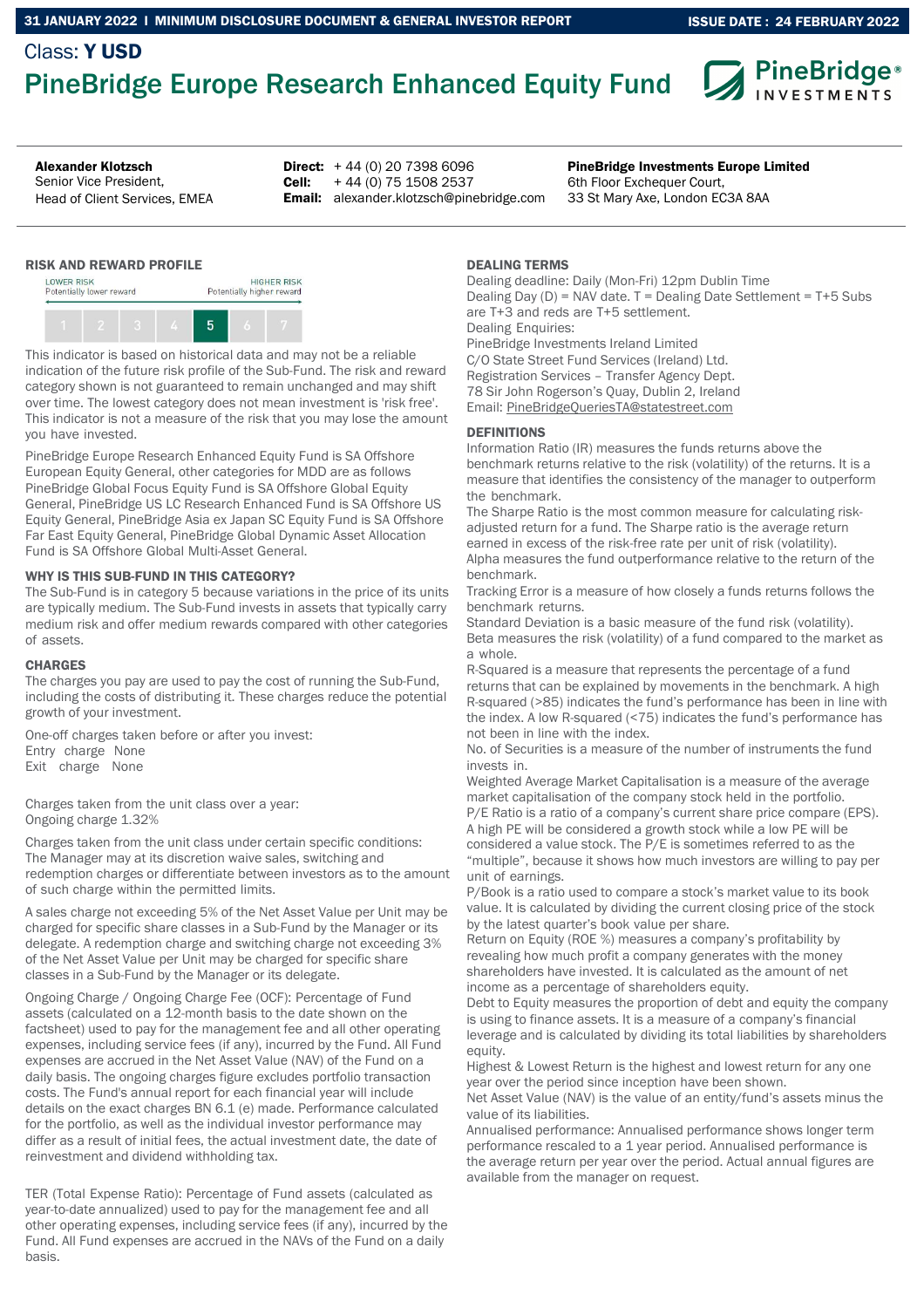31 JANUARY 2022 I MINIMUM DISCLOSURE DOCUMENT & GENERAL INVESTOR REPORT

ISSUE DATE : 24 FEBRUARY 2022

Class: **Y USD**

# PineBridge Europe Research Enhanced Equity Fund

**Alexander Klotzsch**
Senior Vice President,
Head of Client Services, EMEA

**Direct:** + 44 (0) 20 7398 6096
**Cell:** + 44 (0) 75 1508 2537
**Email:** alexander.klotzsch@pinebridge.com

**PineBridge Investments Europe Limited**
6th Floor Exchequer Court,
33 St Mary Axe, London EC3A 8AA

## RISK AND REWARD PROFILE

LOWER RISK
Potentially lower reward

HIGHER RISK
Potentially higher reward

| 1 | 2 | 3 | 4 | **5** | 6 | 7 |
|---|---|---|---|---|---|---|

This indicator is based on historical data and may not be a reliable indication of the future risk profile of the Sub-Fund. The risk and reward category shown is not guaranteed to remain unchanged and may shift over time. The lowest category does not mean investment is 'risk free'. This indicator is not a measure of the risk that you may lose the amount you have invested.

PineBridge Europe Research Enhanced Equity Fund is SA Offshore European Equity General, other categories for MDD are as follows PineBridge Global Focus Equity Fund is SA Offshore Global Equity General, PineBridge US LC Research Enhanced Fund is SA Offshore US Equity General, PineBridge Asia ex Japan SC Equity Fund is SA Offshore Far East Equity General, PineBridge Global Dynamic Asset Allocation Fund is SA Offshore Global Multi-Asset General.

### WHY IS THIS SUB-FUND IN THIS CATEGORY?

The Sub-Fund is in category 5 because variations in the price of its units are typically medium. The Sub-Fund invests in assets that typically carry medium risk and offer medium rewards compared with other categories of assets.

### CHARGES

The charges you pay are used to pay the cost of running the Sub-Fund, including the costs of distributing it. These charges reduce the potential growth of your investment.

One-off charges taken before or after you invest:
Entry charge None
Exit charge None

Charges taken from the unit class over a year:
Ongoing charge 1.32%

Charges taken from the unit class under certain specific conditions:
The Manager may at its discretion waive sales, switching and redemption charges or differentiate between investors as to the amount of such charge within the permitted limits.

A sales charge not exceeding 5% of the Net Asset Value per Unit may be charged for specific share classes in a Sub-Fund by the Manager or its delegate. A redemption charge and switching charge not exceeding 3% of the Net Asset Value per Unit may be charged for specific share classes in a Sub-Fund by the Manager or its delegate.

Ongoing Charge / Ongoing Charge Fee (OCF): Percentage of Fund assets (calculated on a 12-month basis to the date shown on the factsheet) used to pay for the management fee and all other operating expenses, including service fees (if any), incurred by the Fund. All Fund expenses are accrued in the Net Asset Value (NAV) of the Fund on a daily basis. The ongoing charges figure excludes portfolio transaction costs. The Fund's annual report for each financial year will include details on the exact charges BN 6.1 (e) made. Performance calculated for the portfolio, as well as the individual investor performance may differ as a result of initial fees, the actual investment date, the date of reinvestment and dividend withholding tax.

TER (Total Expense Ratio): Percentage of Fund assets (calculated as year-to-date annualized) used to pay for the management fee and all other operating expenses, including service fees (if any), incurred by the Fund. All Fund expenses are accrued in the NAVs of the Fund on a daily basis.

### DEALING TERMS

Dealing deadline: Daily (Mon-Fri) 12pm Dublin Time
Dealing Day (D) = NAV date. T = Dealing Date Settlement = T+5 Subs are T+3 and reds are T+5 settlement.
Dealing Enquiries:
PineBridge Investments Ireland Limited
C/O State Street Fund Services (Ireland) Ltd.
Registration Services – Transfer Agency Dept.
78 Sir John Rogerson's Quay, Dublin 2, Ireland
Email: PineBridgeQueriesTA@statestreet.com

### DEFINITIONS

Information Ratio (IR) measures the funds returns above the benchmark returns relative to the risk (volatility) of the returns. It is a measure that identifies the consistency of the manager to outperform the benchmark.
The Sharpe Ratio is the most common measure for calculating risk-adjusted return for a fund. The Sharpe ratio is the average return earned in excess of the risk-free rate per unit of risk (volatility).
Alpha measures the fund outperformance relative to the return of the benchmark.
Tracking Error is a measure of how closely a funds returns follows the benchmark returns.
Standard Deviation is a basic measure of the fund risk (volatility).
Beta measures the risk (volatility) of a fund compared to the market as a whole.
R-Squared is a measure that represents the percentage of a fund returns that can be explained by movements in the benchmark. A high R-squared (>85) indicates the fund's performance has been in line with the index. A low R-squared (<75) indicates the fund's performance has not been in line with the index.
No. of Securities is a measure of the number of instruments the fund invests in.
Weighted Average Market Capitalisation is a measure of the average market capitalisation of the company stock held in the portfolio.
P/E Ratio is a ratio of a company's current share price compare (EPS). A high PE will be considered a growth stock while a low PE will be considered a value stock. The P/E is sometimes referred to as the "multiple", because it shows how much investors are willing to pay per unit of earnings.
P/Book is a ratio used to compare a stock's market value to its book value. It is calculated by dividing the current closing price of the stock by the latest quarter's book value per share.
Return on Equity (ROE %) measures a company's profitability by revealing how much profit a company generates with the money shareholders have invested. It is calculated as the amount of net income as a percentage of shareholders equity.
Debt to Equity measures the proportion of debt and equity the company is using to finance assets. It is a measure of a company's financial leverage and is calculated by dividing its total liabilities by shareholders equity.
Highest & Lowest Return is the highest and lowest return for any one year over the period since inception have been shown.
Net Asset Value (NAV) is the value of an entity/fund's assets minus the value of its liabilities.
Annualised performance: Annualised performance shows longer term performance rescaled to a 1 year period. Annualised performance is the average return per year over the period. Actual annual figures are available from the manager on request.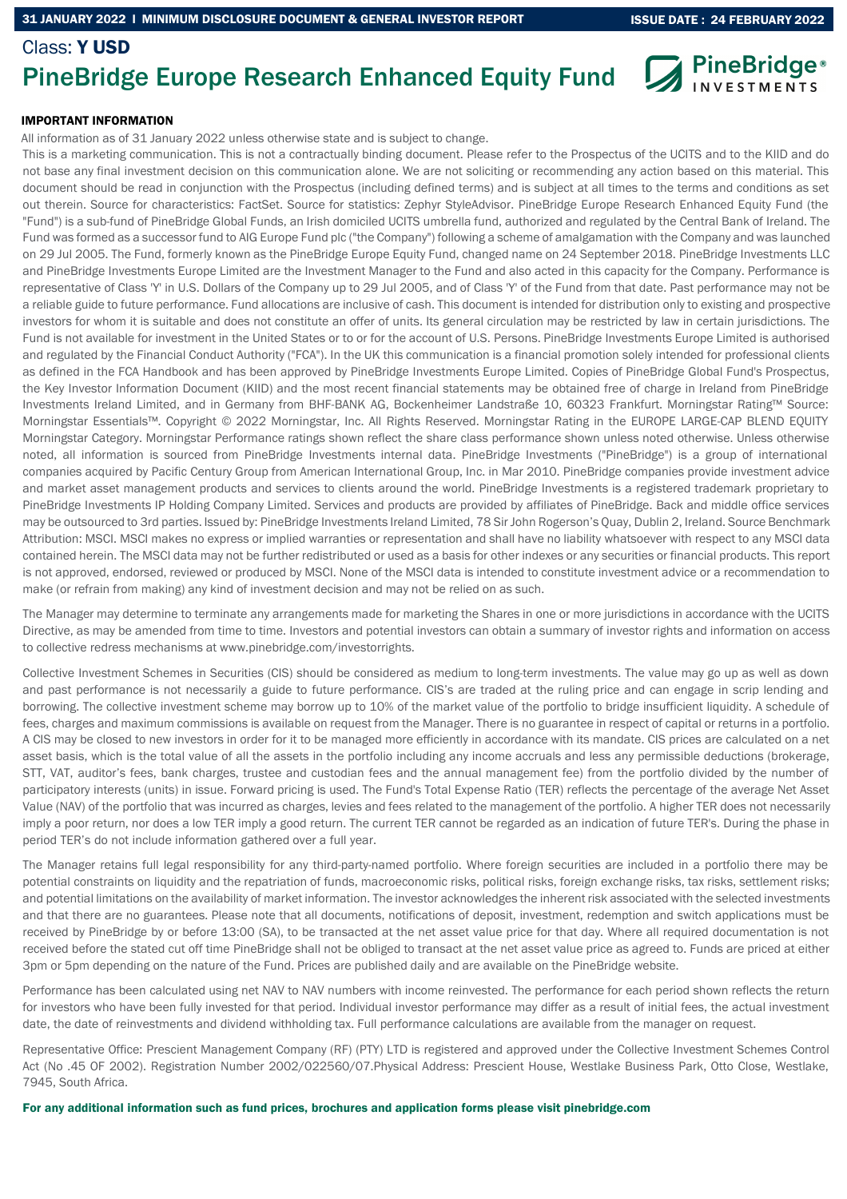Class: **Y USD**

# PineBridge Europe Research Enhanced Equity Fund

PineBridge® INVESTMENTS

**IMPORTANT INFORMATION**

All information as of 31 January 2022 unless otherwise state and is subject to change.

This is a marketing communication. This is not a contractually binding document. Please refer to the Prospectus of the UCITS and to the KIID and do not base any final investment decision on this communication alone. We are not soliciting or recommending any action based on this material. This document should be read in conjunction with the Prospectus (including defined terms) and is subject at all times to the terms and conditions as set out therein. Source for characteristics: FactSet. Source for statistics: Zephyr StyleAdvisor. PineBridge Europe Research Enhanced Equity Fund (the "Fund") is a sub-fund of PineBridge Global Funds, an Irish domiciled UCITS umbrella fund, authorized and regulated by the Central Bank of Ireland. The Fund was formed as a successor fund to AIG Europe Fund plc ("the Company") following a scheme of amalgamation with the Company and was launched on 29 Jul 2005. The Fund, formerly known as the PineBridge Europe Equity Fund, changed name on 24 September 2018. PineBridge Investments LLC and PineBridge Investments Europe Limited are the Investment Manager to the Fund and also acted in this capacity for the Company. Performance is representative of Class 'Y' in U.S. Dollars of the Company up to 29 Jul 2005, and of Class 'Y' of the Fund from that date. Past performance may not be a reliable guide to future performance. Fund allocations are inclusive of cash. This document is intended for distribution only to existing and prospective investors for whom it is suitable and does not constitute an offer of units. Its general circulation may be restricted by law in certain jurisdictions. The Fund is not available for investment in the United States or to or for the account of U.S. Persons. PineBridge Investments Europe Limited is authorised and regulated by the Financial Conduct Authority ("FCA"). In the UK this communication is a financial promotion solely intended for professional clients as defined in the FCA Handbook and has been approved by PineBridge Investments Europe Limited. Copies of PineBridge Global Fund's Prospectus, the Key Investor Information Document (KIID) and the most recent financial statements may be obtained free of charge in Ireland from PineBridge Investments Ireland Limited, and in Germany from BHF-BANK AG, Bockenheimer Landstraße 10, 60323 Frankfurt. Morningstar Rating™ Source: Morningstar Essentials™. Copyright © 2022 Morningstar, Inc. All Rights Reserved. Morningstar Rating in the EUROPE LARGE-CAP BLEND EQUITY Morningstar Category. Morningstar Performance ratings shown reflect the share class performance shown unless noted otherwise. Unless otherwise noted, all information is sourced from PineBridge Investments internal data. PineBridge Investments ("PineBridge") is a group of international companies acquired by Pacific Century Group from American International Group, Inc. in Mar 2010. PineBridge companies provide investment advice and market asset management products and services to clients around the world. PineBridge Investments is a registered trademark proprietary to PineBridge Investments IP Holding Company Limited. Services and products are provided by affiliates of PineBridge. Back and middle office services may be outsourced to 3rd parties. Issued by: PineBridge Investments Ireland Limited, 78 Sir John Rogerson's Quay, Dublin 2, Ireland. Source Benchmark Attribution: MSCI. MSCI makes no express or implied warranties or representation and shall have no liability whatsoever with respect to any MSCI data contained herein. The MSCI data may not be further redistributed or used as a basis for other indexes or any securities or financial products. This report is not approved, endorsed, reviewed or produced by MSCI. None of the MSCI data is intended to constitute investment advice or a recommendation to make (or refrain from making) any kind of investment decision and may not be relied on as such.

The Manager may determine to terminate any arrangements made for marketing the Shares in one or more jurisdictions in accordance with the UCITS Directive, as may be amended from time to time. Investors and potential investors can obtain a summary of investor rights and information on access to collective redress mechanisms at www.pinebridge.com/investorrights.

Collective Investment Schemes in Securities (CIS) should be considered as medium to long-term investments. The value may go up as well as down and past performance is not necessarily a guide to future performance. CIS's are traded at the ruling price and can engage in scrip lending and borrowing. The collective investment scheme may borrow up to 10% of the market value of the portfolio to bridge insufficient liquidity. A schedule of fees, charges and maximum commissions is available on request from the Manager. There is no guarantee in respect of capital or returns in a portfolio. A CIS may be closed to new investors in order for it to be managed more efficiently in accordance with its mandate. CIS prices are calculated on a net asset basis, which is the total value of all the assets in the portfolio including any income accruals and less any permissible deductions (brokerage, STT, VAT, auditor's fees, bank charges, trustee and custodian fees and the annual management fee) from the portfolio divided by the number of participatory interests (units) in issue. Forward pricing is used. The Fund's Total Expense Ratio (TER) reflects the percentage of the average Net Asset Value (NAV) of the portfolio that was incurred as charges, levies and fees related to the management of the portfolio. A higher TER does not necessarily imply a poor return, nor does a low TER imply a good return. The current TER cannot be regarded as an indication of future TER's. During the phase in period TER's do not include information gathered over a full year.

The Manager retains full legal responsibility for any third-party-named portfolio. Where foreign securities are included in a portfolio there may be potential constraints on liquidity and the repatriation of funds, macroeconomic risks, political risks, foreign exchange risks, tax risks, settlement risks; and potential limitations on the availability of market information. The investor acknowledges the inherent risk associated with the selected investments and that there are no guarantees. Please note that all documents, notifications of deposit, investment, redemption and switch applications must be received by PineBridge by or before 13:00 (SA), to be transacted at the net asset value price for that day. Where all required documentation is not received before the stated cut off time PineBridge shall not be obliged to transact at the net asset value price as agreed to. Funds are priced at either 3pm or 5pm depending on the nature of the Fund. Prices are published daily and are available on the PineBridge website.

Performance has been calculated using net NAV to NAV numbers with income reinvested. The performance for each period shown reflects the return for investors who have been fully invested for that period. Individual investor performance may differ as a result of initial fees, the actual investment date, the date of reinvestments and dividend withholding tax. Full performance calculations are available from the manager on request.

Representative Office: Prescient Management Company (RF) (PTY) LTD is registered and approved under the Collective Investment Schemes Control Act (No .45 OF 2002). Registration Number 2002/022560/07.Physical Address: Prescient House, Westlake Business Park, Otto Close, Westlake, 7945, South Africa.

**For any additional information such as fund prices, brochures and application forms please visit pinebridge.com**